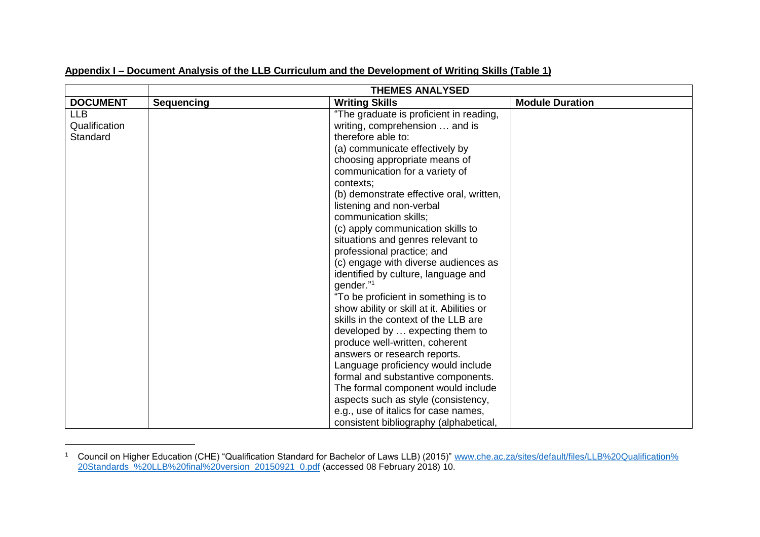**Appendix I – Document Analysis of the LLB Curriculum and the Development of Writing Skills (Table 1)**

| | THEMES ANALYSED | | |
|---|---|---|---|
| **DOCUMENT** | **Sequencing** | **Writing Skills** | **Module Duration** |
| LLB Qualification Standard | | "The graduate is proficient in reading, writing, comprehension … and is therefore able to: (a) communicate effectively by choosing appropriate means of communication for a variety of contexts; (b) demonstrate effective oral, written, listening and non-verbal communication skills; (c) apply communication skills to situations and genres relevant to professional practice; and (c) engage with diverse audiences as identified by culture, language and gender."[1] "To be proficient in something is to show ability or skill at it. Abilities or skills in the context of the LLB are developed by … expecting them to produce well-written, coherent answers or research reports. Language proficiency would include formal and substantive components. The formal component would include aspects such as style (consistency, e.g., use of italics for case names, consistent bibliography (alphabetical, | |

[1] Council on Higher Education (CHE) "Qualification Standard for Bachelor of Laws LLB) (2015)" www.che.ac.za/sites/default/files/LLB%20Qualification%20Standards_%20LLB%20final%20version_20150921_0.pdf (accessed 08 February 2018) 10.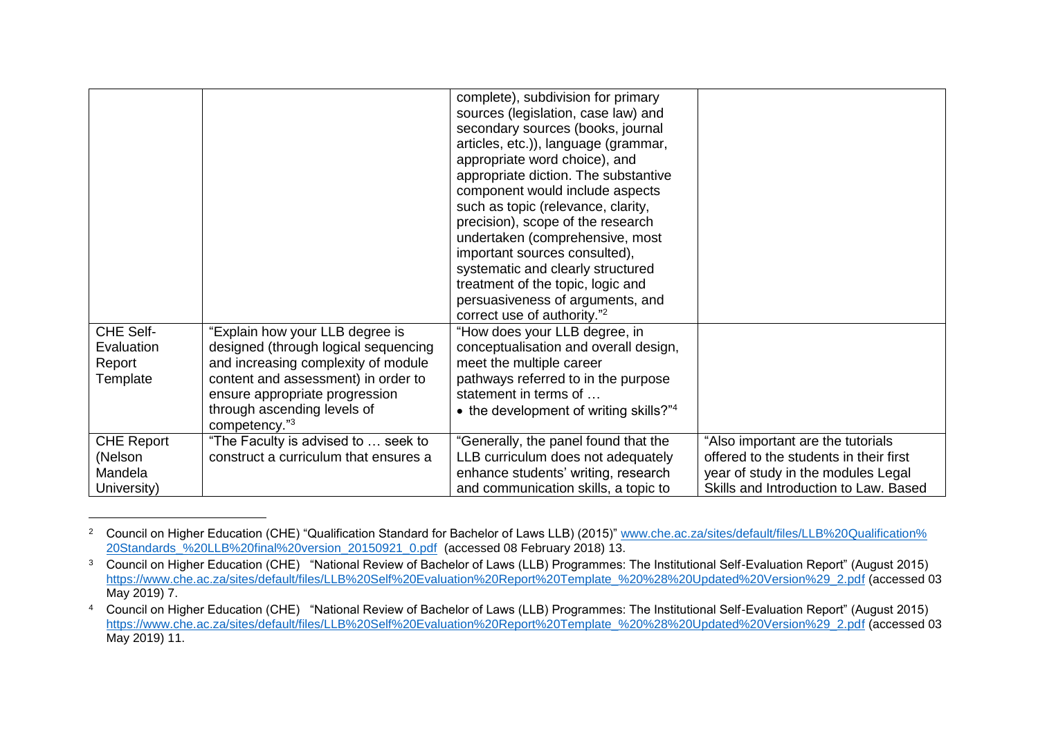| | | | |
|---|---|---|---|
| | | complete), subdivision for primary sources (legislation, case law) and secondary sources (books, journal articles, etc.)), language (grammar, appropriate word choice), and appropriate diction. The substantive component would include aspects such as topic (relevance, clarity, precision), scope of the research undertaken (comprehensive, most important sources consulted), systematic and clearly structured treatment of the topic, logic and persuasiveness of arguments, and correct use of authority."[2] | |
| CHE Self-Evaluation Report Template | "Explain how your LLB degree is designed (through logical sequencing and increasing complexity of module content and assessment) in order to ensure appropriate progression through ascending levels of competency."[3] | "How does your LLB degree, in conceptualisation and overall design, meet the multiple career pathways referred to in the purpose statement in terms of … • the development of writing skills?"[4] | |
| CHE Report (Nelson Mandela University) | "The Faculty is advised to … seek to construct a curriculum that ensures a | "Generally, the panel found that the LLB curriculum does not adequately enhance students' writing, research and communication skills, a topic to | "Also important are the tutorials offered to the students in their first year of study in the modules Legal Skills and Introduction to Law. Based |

[2] Council on Higher Education (CHE) "Qualification Standard for Bachelor of Laws LLB) (2015)" www.che.ac.za/sites/default/files/LLB%20Qualification%20Standards_%20LLB%20final%20version_20150921_0.pdf (accessed 08 February 2018) 13.

[3] Council on Higher Education (CHE) "National Review of Bachelor of Laws (LLB) Programmes: The Institutional Self-Evaluation Report" (August 2015) https://www.che.ac.za/sites/default/files/LLB%20Self%20Evaluation%20Report%20Template_%20%28%20Updated%20Version%29_2.pdf (accessed 03 May 2019) 7.

[4] Council on Higher Education (CHE) "National Review of Bachelor of Laws (LLB) Programmes: The Institutional Self-Evaluation Report" (August 2015) https://www.che.ac.za/sites/default/files/LLB%20Self%20Evaluation%20Report%20Template_%20%28%20Updated%20Version%29_2.pdf (accessed 03 May 2019) 11.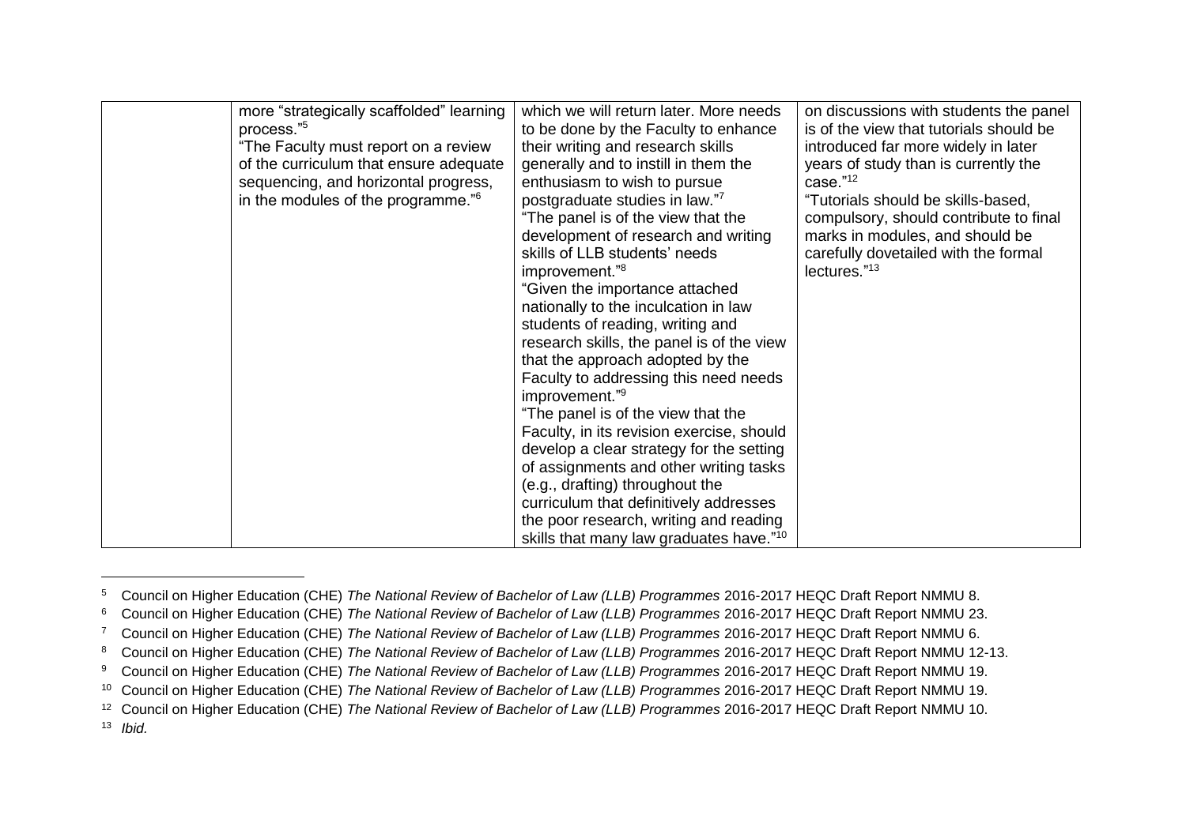|  |  |  |  |
|---|---|---|---|
|  | more "strategically scaffolded" learning process."[5] "The Faculty must report on a review of the curriculum that ensure adequate sequencing, and horizontal progress, in the modules of the programme."[6] | which we will return later. More needs to be done by the Faculty to enhance their writing and research skills generally and to instill in them the enthusiasm to wish to pursue postgraduate studies in law."[7] "The panel is of the view that the development of research and writing skills of LLB students' needs improvement."[8] "Given the importance attached nationally to the inculcation in law students of reading, writing and research skills, the panel is of the view that the approach adopted by the Faculty to addressing this need needs improvement."[9] "The panel is of the view that the Faculty, in its revision exercise, should develop a clear strategy for the setting of assignments and other writing tasks (e.g., drafting) throughout the curriculum that definitively addresses the poor research, writing and reading skills that many law graduates have."[10] | on discussions with students the panel is of the view that tutorials should be introduced far more widely in later years of study than is currently the case."[12] "Tutorials should be skills-based, compulsory, should contribute to final marks in modules, and should be carefully dovetailed with the formal lectures."[13] |

---

[5] Council on Higher Education (CHE) *The National Review of Bachelor of Law (LLB) Programmes* 2016-2017 HEQC Draft Report NMMU 8.

[6] Council on Higher Education (CHE) *The National Review of Bachelor of Law (LLB) Programmes* 2016-2017 HEQC Draft Report NMMU 23.

[7] Council on Higher Education (CHE) *The National Review of Bachelor of Law (LLB) Programmes* 2016-2017 HEQC Draft Report NMMU 6.

[8] Council on Higher Education (CHE) *The National Review of Bachelor of Law (LLB) Programmes* 2016-2017 HEQC Draft Report NMMU 12-13.

[9] Council on Higher Education (CHE) *The National Review of Bachelor of Law (LLB) Programmes* 2016-2017 HEQC Draft Report NMMU 19.

[10] Council on Higher Education (CHE) *The National Review of Bachelor of Law (LLB) Programmes* 2016-2017 HEQC Draft Report NMMU 19.

[12] Council on Higher Education (CHE) *The National Review of Bachelor of Law (LLB) Programmes* 2016-2017 HEQC Draft Report NMMU 10.

[13] *Ibid.*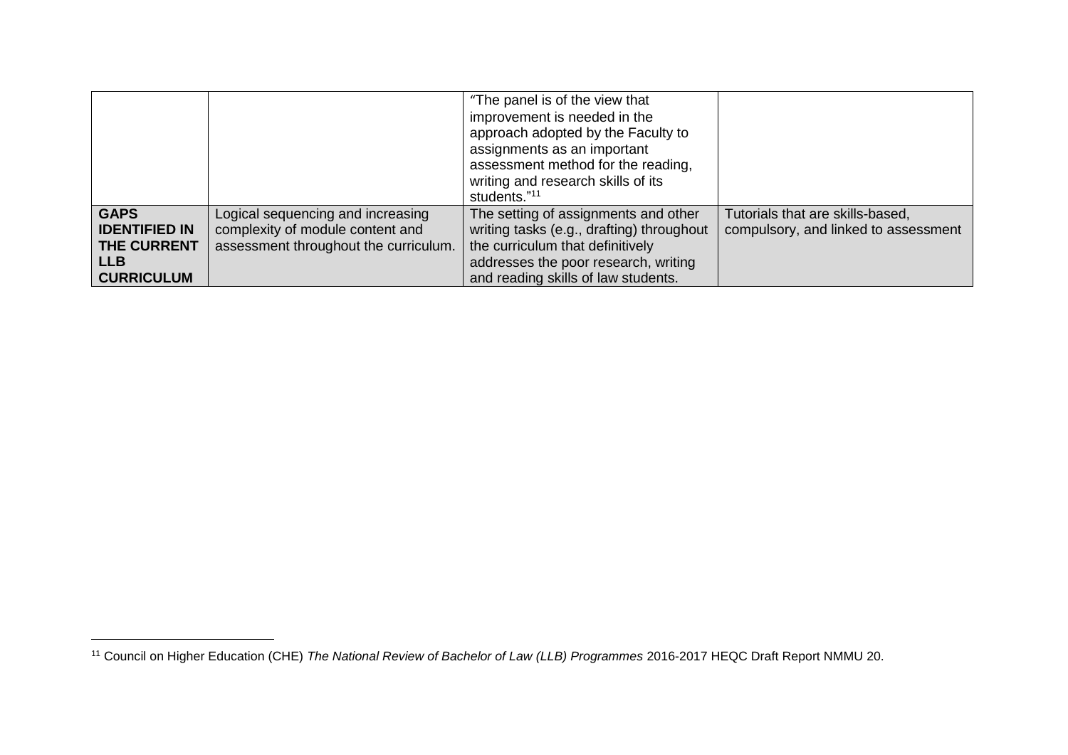| | | | |
|---|---|---|---|
| | | "The panel is of the view that improvement is needed in the approach adopted by the Faculty to assignments as an important assessment method for the reading, writing and research skills of its students."[11] | |
| **GAPS IDENTIFIED IN THE CURRENT LLB CURRICULUM** | Logical sequencing and increasing complexity of module content and assessment throughout the curriculum. | The setting of assignments and other writing tasks (e.g., drafting) throughout the curriculum that definitively addresses the poor research, writing and reading skills of law students. | Tutorials that are skills-based, compulsory, and linked to assessment |

[11] Council on Higher Education (CHE) *The National Review of Bachelor of Law (LLB) Programmes* 2016-2017 HEQC Draft Report NMMU 20.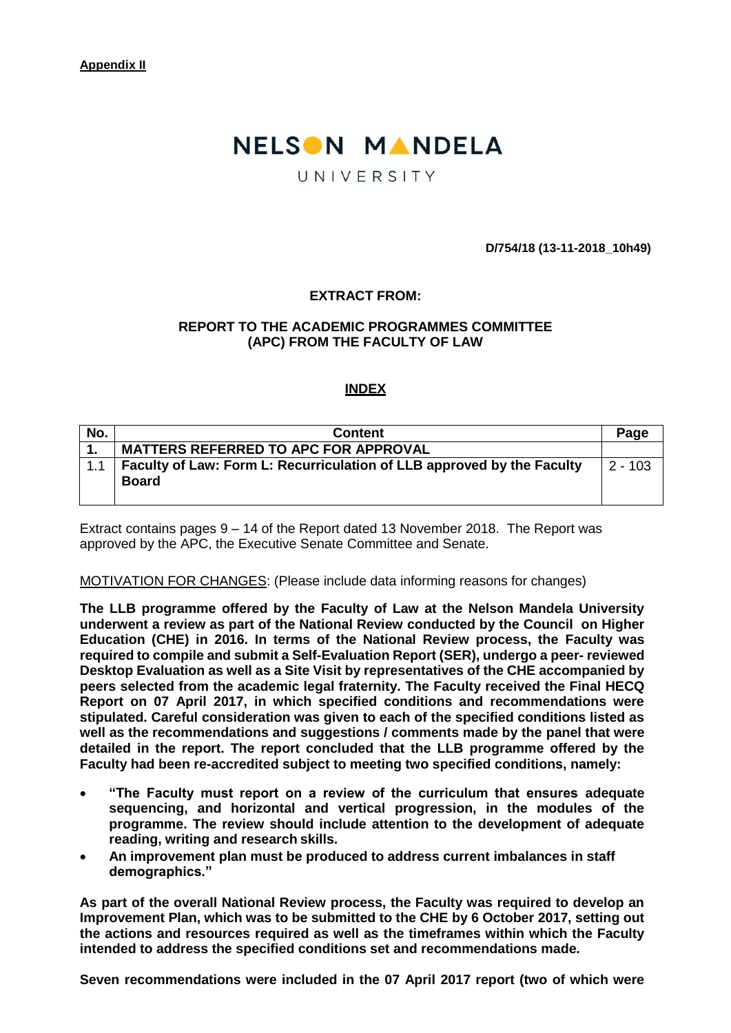**Appendix II**

# NELSON MANDELA

UNIVERSITY

**D/754/18 (13-11-2018_10h49)**

**EXTRACT FROM:**

**REPORT TO THE ACADEMIC PROGRAMMES COMMITTEE (APC) FROM THE FACULTY OF LAW**

**INDEX**

| No. | Content | Page |
|---|---|---|
| **1.** | **MATTERS REFERRED TO APC FOR APPROVAL** | |
| 1.1 | **Faculty of Law: Form L: Recurriculation of LLB approved by the Faculty Board** | 2 - 103 |

Extract contains pages 9 – 14 of the Report dated 13 November 2018. The Report was approved by the APC, the Executive Senate Committee and Senate.

MOTIVATION FOR CHANGES: (Please include data informing reasons for changes)

**The LLB programme offered by the Faculty of Law at the Nelson Mandela University underwent a review as part of the National Review conducted by the Council on Higher Education (CHE) in 2016. In terms of the National Review process, the Faculty was required to compile and submit a Self-Evaluation Report (SER), undergo a peer- reviewed Desktop Evaluation as well as a Site Visit by representatives of the CHE accompanied by peers selected from the academic legal fraternity. The Faculty received the Final HECQ Report on 07 April 2017, in which specified conditions and recommendations were stipulated. Careful consideration was given to each of the specified conditions listed as well as the recommendations and suggestions / comments made by the panel that were detailed in the report. The report concluded that the LLB programme offered by the Faculty had been re-accredited subject to meeting two specified conditions, namely:**

- **"The Faculty must report on a review of the curriculum that ensures adequate sequencing, and horizontal and vertical progression, in the modules of the programme. The review should include attention to the development of adequate reading, writing and research skills.**
- **An improvement plan must be produced to address current imbalances in staff demographics."**

**As part of the overall National Review process, the Faculty was required to develop an Improvement Plan, which was to be submitted to the CHE by 6 October 2017, setting out the actions and resources required as well as the timeframes within which the Faculty intended to address the specified conditions set and recommendations made.**

**Seven recommendations were included in the 07 April 2017 report (two of which were**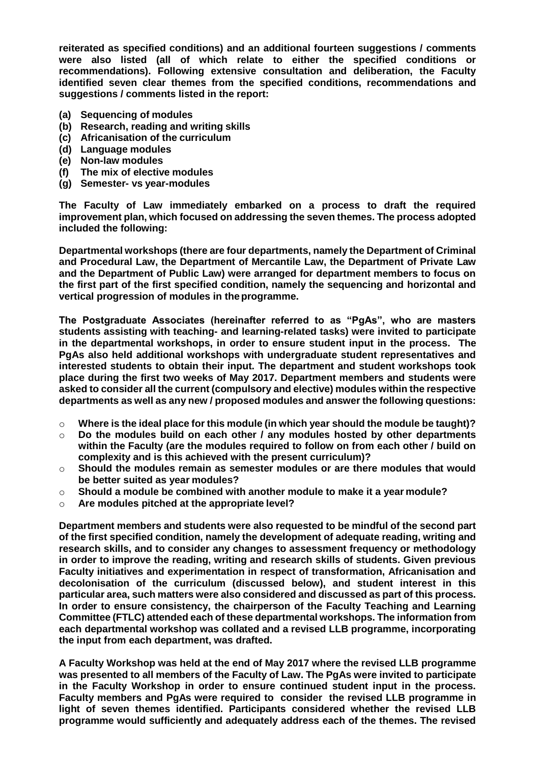**reiterated as specified conditions) and an additional fourteen suggestions / comments were also listed (all of which relate to either the specified conditions or recommendations). Following extensive consultation and deliberation, the Faculty identified seven clear themes from the specified conditions, recommendations and suggestions / comments listed in the report:**

- **(a) Sequencing of modules**
- **(b) Research, reading and writing skills**
- **(c) Africanisation of the curriculum**
- **(d) Language modules**
- **(e) Non-law modules**
- **(f) The mix of elective modules**
- **(g) Semester- vs year-modules**

**The Faculty of Law immediately embarked on a process to draft the required improvement plan, which focused on addressing the seven themes. The process adopted included the following:**

**Departmental workshops (there are four departments, namely the Department of Criminal and Procedural Law, the Department of Mercantile Law, the Department of Private Law and the Department of Public Law) were arranged for department members to focus on the first part of the first specified condition, namely the sequencing and horizontal and vertical progression of modules in the programme.**

**The Postgraduate Associates (hereinafter referred to as "PgAs", who are masters students assisting with teaching- and learning-related tasks) were invited to participate in the departmental workshops, in order to ensure student input in the process. The PgAs also held additional workshops with undergraduate student representatives and interested students to obtain their input. The department and student workshops took place during the first two weeks of May 2017. Department members and students were asked to consider all the current (compulsory and elective) modules within the respective departments as well as any new / proposed modules and answer the following questions:**

- **Where is the ideal place for this module (in which year should the module be taught)?**
- **Do the modules build on each other / any modules hosted by other departments within the Faculty (are the modules required to follow on from each other / build on complexity and is this achieved with the present curriculum)?**
- **Should the modules remain as semester modules or are there modules that would be better suited as year modules?**
- **Should a module be combined with another module to make it a year module?**
- **Are modules pitched at the appropriate level?**

**Department members and students were also requested to be mindful of the second part of the first specified condition, namely the development of adequate reading, writing and research skills, and to consider any changes to assessment frequency or methodology in order to improve the reading, writing and research skills of students. Given previous Faculty initiatives and experimentation in respect of transformation, Africanisation and decolonisation of the curriculum (discussed below), and student interest in this particular area, such matters were also considered and discussed as part of this process. In order to ensure consistency, the chairperson of the Faculty Teaching and Learning Committee (FTLC) attended each of these departmental workshops. The information from each departmental workshop was collated and a revised LLB programme, incorporating the input from each department, was drafted.**

**A Faculty Workshop was held at the end of May 2017 where the revised LLB programme was presented to all members of the Faculty of Law. The PgAs were invited to participate in the Faculty Workshop in order to ensure continued student input in the process. Faculty members and PgAs were required to consider the revised LLB programme in light of seven themes identified. Participants considered whether the revised LLB programme would sufficiently and adequately address each of the themes. The revised**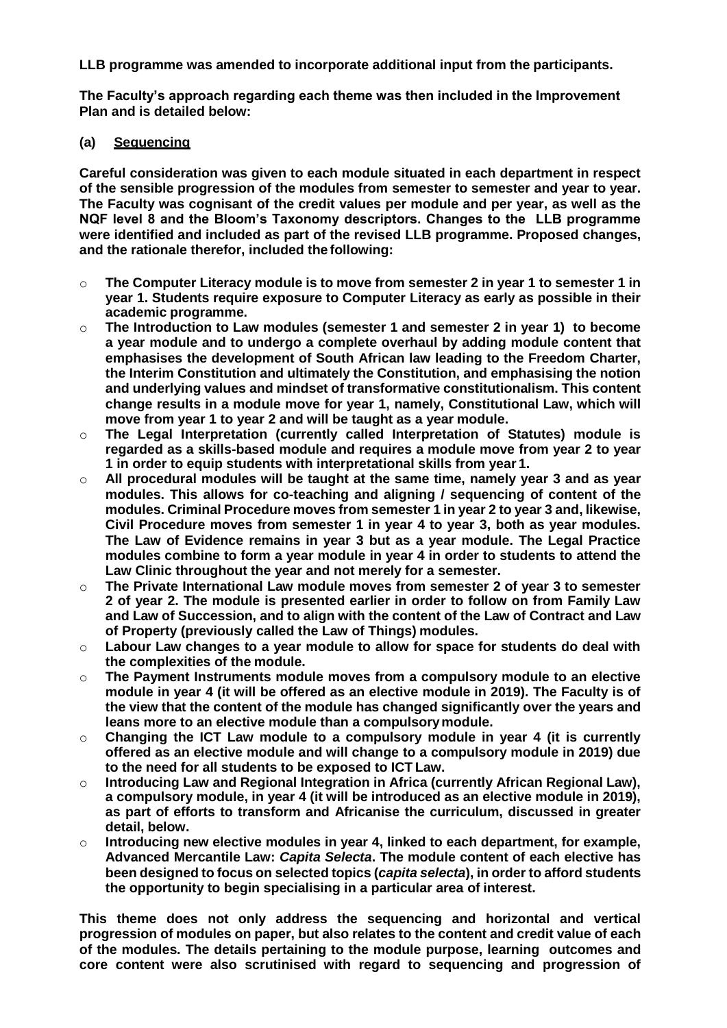**LLB programme was amended to incorporate additional input from the participants.**

**The Faculty's approach regarding each theme was then included in the Improvement Plan and is detailed below:**

**(a) Sequencing**

**Careful consideration was given to each module situated in each department in respect of the sensible progression of the modules from semester to semester and year to year. The Faculty was cognisant of the credit values per module and per year, as well as the NQF level 8 and the Bloom's Taxonomy descriptors. Changes to the LLB programme were identified and included as part of the revised LLB programme. Proposed changes, and the rationale therefor, included the following:**

- **The Computer Literacy module is to move from semester 2 in year 1 to semester 1 in year 1. Students require exposure to Computer Literacy as early as possible in their academic programme.**
- **The Introduction to Law modules (semester 1 and semester 2 in year 1) to become a year module and to undergo a complete overhaul by adding module content that emphasises the development of South African law leading to the Freedom Charter, the Interim Constitution and ultimately the Constitution, and emphasising the notion and underlying values and mindset of transformative constitutionalism. This content change results in a module move for year 1, namely, Constitutional Law, which will move from year 1 to year 2 and will be taught as a year module.**
- **The Legal Interpretation (currently called Interpretation of Statutes) module is regarded as a skills-based module and requires a module move from year 2 to year 1 in order to equip students with interpretational skills from year 1.**
- **All procedural modules will be taught at the same time, namely year 3 and as year modules. This allows for co-teaching and aligning / sequencing of content of the modules. Criminal Procedure moves from semester 1 in year 2 to year 3 and, likewise, Civil Procedure moves from semester 1 in year 4 to year 3, both as year modules. The Law of Evidence remains in year 3 but as a year module. The Legal Practice modules combine to form a year module in year 4 in order to students to attend the Law Clinic throughout the year and not merely for a semester.**
- **The Private International Law module moves from semester 2 of year 3 to semester 2 of year 2. The module is presented earlier in order to follow on from Family Law and Law of Succession, and to align with the content of the Law of Contract and Law of Property (previously called the Law of Things) modules.**
- **Labour Law changes to a year module to allow for space for students do deal with the complexities of the module.**
- **The Payment Instruments module moves from a compulsory module to an elective module in year 4 (it will be offered as an elective module in 2019). The Faculty is of the view that the content of the module has changed significantly over the years and leans more to an elective module than a compulsory module.**
- **Changing the ICT Law module to a compulsory module in year 4 (it is currently offered as an elective module and will change to a compulsory module in 2019) due to the need for all students to be exposed to ICT Law.**
- **Introducing Law and Regional Integration in Africa (currently African Regional Law), a compulsory module, in year 4 (it will be introduced as an elective module in 2019), as part of efforts to transform and Africanise the curriculum, discussed in greater detail, below.**
- **Introducing new elective modules in year 4, linked to each department, for example, Advanced Mercantile Law: *Capita Selecta*. The module content of each elective has been designed to focus on selected topics (*capita selecta*), in order to afford students the opportunity to begin specialising in a particular area of interest.**

**This theme does not only address the sequencing and horizontal and vertical progression of modules on paper, but also relates to the content and credit value of each of the modules. The details pertaining to the module purpose, learning outcomes and core content were also scrutinised with regard to sequencing and progression of**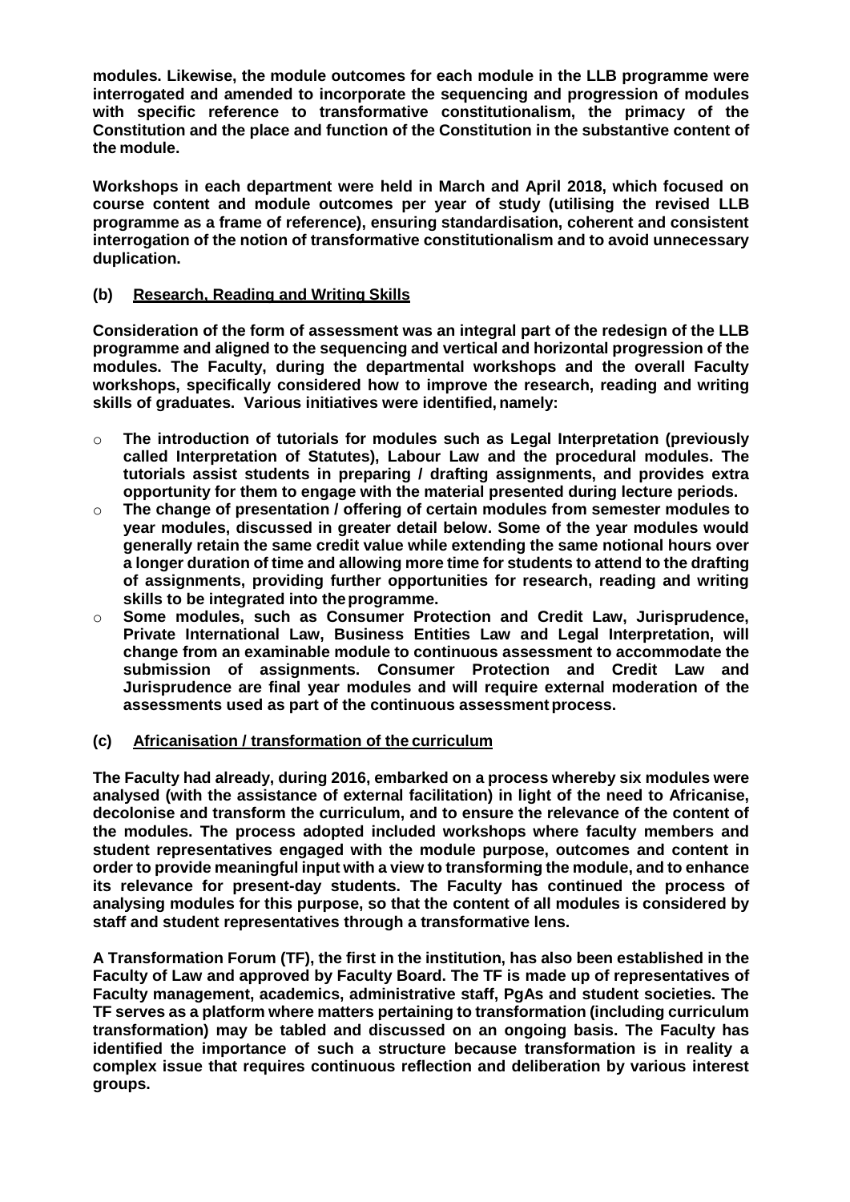**modules. Likewise, the module outcomes for each module in the LLB programme were interrogated and amended to incorporate the sequencing and progression of modules with specific reference to transformative constitutionalism, the primacy of the Constitution and the place and function of the Constitution in the substantive content of the module.**

**Workshops in each department were held in March and April 2018, which focused on course content and module outcomes per year of study (utilising the revised LLB programme as a frame of reference), ensuring standardisation, coherent and consistent interrogation of the notion of transformative constitutionalism and to avoid unnecessary duplication.**

### (b) Research, Reading and Writing Skills

**Consideration of the form of assessment was an integral part of the redesign of the LLB programme and aligned to the sequencing and vertical and horizontal progression of the modules. The Faculty, during the departmental workshops and the overall Faculty workshops, specifically considered how to improve the research, reading and writing skills of graduates. Various initiatives were identified, namely:**

- **The introduction of tutorials for modules such as Legal Interpretation (previously called Interpretation of Statutes), Labour Law and the procedural modules. The tutorials assist students in preparing / drafting assignments, and provides extra opportunity for them to engage with the material presented during lecture periods.**
- **The change of presentation / offering of certain modules from semester modules to year modules, discussed in greater detail below. Some of the year modules would generally retain the same credit value while extending the same notional hours over a longer duration of time and allowing more time for students to attend to the drafting of assignments, providing further opportunities for research, reading and writing skills to be integrated into the programme.**
- **Some modules, such as Consumer Protection and Credit Law, Jurisprudence, Private International Law, Business Entities Law and Legal Interpretation, will change from an examinable module to continuous assessment to accommodate the submission of assignments. Consumer Protection and Credit Law and Jurisprudence are final year modules and will require external moderation of the assessments used as part of the continuous assessment process.**

### (c) Africanisation / transformation of the curriculum

**The Faculty had already, during 2016, embarked on a process whereby six modules were analysed (with the assistance of external facilitation) in light of the need to Africanise, decolonise and transform the curriculum, and to ensure the relevance of the content of the modules. The process adopted included workshops where faculty members and student representatives engaged with the module purpose, outcomes and content in order to provide meaningful input with a view to transforming the module, and to enhance its relevance for present-day students. The Faculty has continued the process of analysing modules for this purpose, so that the content of all modules is considered by staff and student representatives through a transformative lens.**

**A Transformation Forum (TF), the first in the institution, has also been established in the Faculty of Law and approved by Faculty Board. The TF is made up of representatives of Faculty management, academics, administrative staff, PgAs and student societies. The TF serves as a platform where matters pertaining to transformation (including curriculum transformation) may be tabled and discussed on an ongoing basis. The Faculty has identified the importance of such a structure because transformation is in reality a complex issue that requires continuous reflection and deliberation by various interest groups.**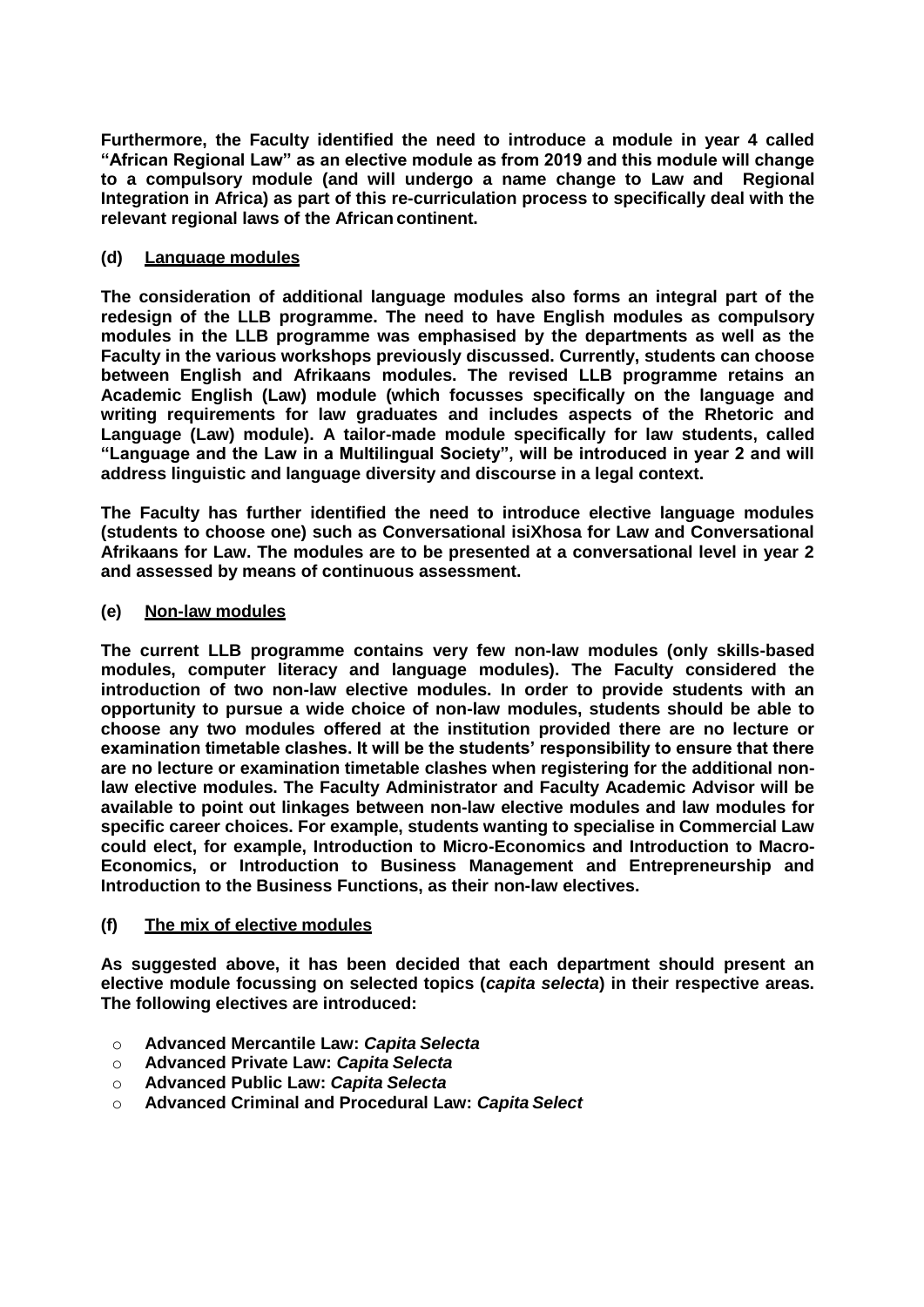**Furthermore, the Faculty identified the need to introduce a module in year 4 called "African Regional Law" as an elective module as from 2019 and this module will change to a compulsory module (and will undergo a name change to Law and Regional Integration in Africa) as part of this re-curriculation process to specifically deal with the relevant regional laws of the African continent.**

**(d) <u>Language modules</u>**

**The consideration of additional language modules also forms an integral part of the redesign of the LLB programme. The need to have English modules as compulsory modules in the LLB programme was emphasised by the departments as well as the Faculty in the various workshops previously discussed. Currently, students can choose between English and Afrikaans modules. The revised LLB programme retains an Academic English (Law) module (which focusses specifically on the language and writing requirements for law graduates and includes aspects of the Rhetoric and Language (Law) module). A tailor-made module specifically for law students, called "Language and the Law in a Multilingual Society", will be introduced in year 2 and will address linguistic and language diversity and discourse in a legal context.**

**The Faculty has further identified the need to introduce elective language modules (students to choose one) such as Conversational isiXhosa for Law and Conversational Afrikaans for Law. The modules are to be presented at a conversational level in year 2 and assessed by means of continuous assessment.**

**(e) <u>Non-law modules</u>**

**The current LLB programme contains very few non-law modules (only skills-based modules, computer literacy and language modules). The Faculty considered the introduction of two non-law elective modules. In order to provide students with an opportunity to pursue a wide choice of non-law modules, students should be able to choose any two modules offered at the institution provided there are no lecture or examination timetable clashes. It will be the students' responsibility to ensure that there are no lecture or examination timetable clashes when registering for the additional non-law elective modules. The Faculty Administrator and Faculty Academic Advisor will be available to point out linkages between non-law elective modules and law modules for specific career choices. For example, students wanting to specialise in Commercial Law could elect, for example, Introduction to Micro-Economics and Introduction to Macro-Economics, or Introduction to Business Management and Entrepreneurship and Introduction to the Business Functions, as their non-law electives.**

**(f) <u>The mix of elective modules</u>**

**As suggested above, it has been decided that each department should present an elective module focussing on selected topics (*capita selecta*) in their respective areas. The following electives are introduced:**

- **Advanced Mercantile Law: *Capita Selecta***
- **Advanced Private Law: *Capita Selecta***
- **Advanced Public Law: *Capita Selecta***
- **Advanced Criminal and Procedural Law: *Capita Select***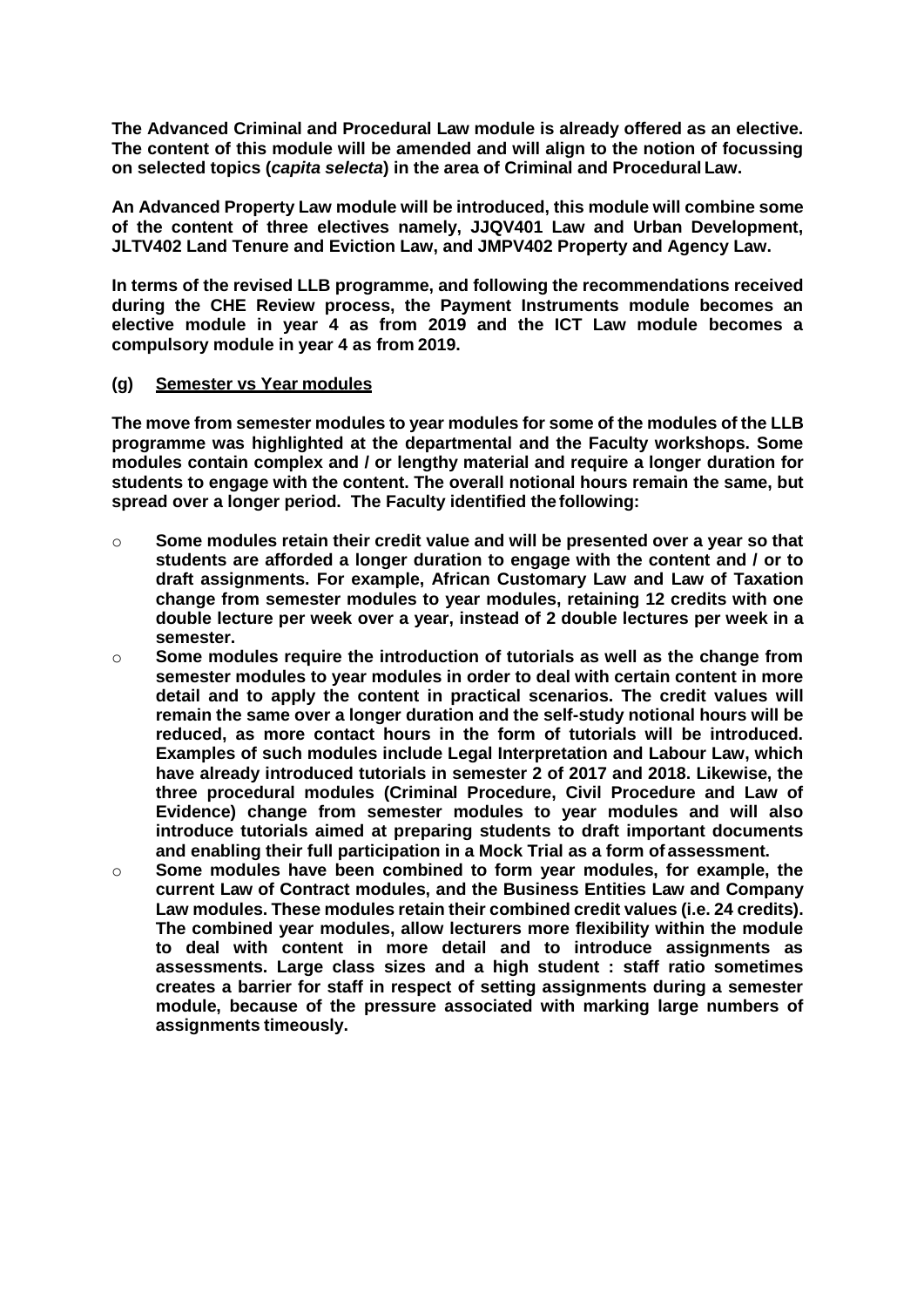**The Advanced Criminal and Procedural Law module is already offered as an elective. The content of this module will be amended and will align to the notion of focussing on selected topics (*capita selecta*) in the area of Criminal and Procedural Law.**

**An Advanced Property Law module will be introduced, this module will combine some of the content of three electives namely, JJQV401 Law and Urban Development, JLTV402 Land Tenure and Eviction Law, and JMPV402 Property and Agency Law.**

**In terms of the revised LLB programme, and following the recommendations received during the CHE Review process, the Payment Instruments module becomes an elective module in year 4 as from 2019 and the ICT Law module becomes a compulsory module in year 4 as from 2019.**

**(g) Semester vs Year modules**

**The move from semester modules to year modules for some of the modules of the LLB programme was highlighted at the departmental and the Faculty workshops. Some modules contain complex and / or lengthy material and require a longer duration for students to engage with the content. The overall notional hours remain the same, but spread over a longer period. The Faculty identified the following:**

- **Some modules retain their credit value and will be presented over a year so that students are afforded a longer duration to engage with the content and / or to draft assignments. For example, African Customary Law and Law of Taxation change from semester modules to year modules, retaining 12 credits with one double lecture per week over a year, instead of 2 double lectures per week in a semester.**
- **Some modules require the introduction of tutorials as well as the change from semester modules to year modules in order to deal with certain content in more detail and to apply the content in practical scenarios. The credit values will remain the same over a longer duration and the self-study notional hours will be reduced, as more contact hours in the form of tutorials will be introduced. Examples of such modules include Legal Interpretation and Labour Law, which have already introduced tutorials in semester 2 of 2017 and 2018. Likewise, the three procedural modules (Criminal Procedure, Civil Procedure and Law of Evidence) change from semester modules to year modules and will also introduce tutorials aimed at preparing students to draft important documents and enabling their full participation in a Mock Trial as a form of assessment.**
- **Some modules have been combined to form year modules, for example, the current Law of Contract modules, and the Business Entities Law and Company Law modules. These modules retain their combined credit values (i.e. 24 credits). The combined year modules, allow lecturers more flexibility within the module to deal with content in more detail and to introduce assignments as assessments. Large class sizes and a high student : staff ratio sometimes creates a barrier for staff in respect of setting assignments during a semester module, because of the pressure associated with marking large numbers of assignments timeously.**